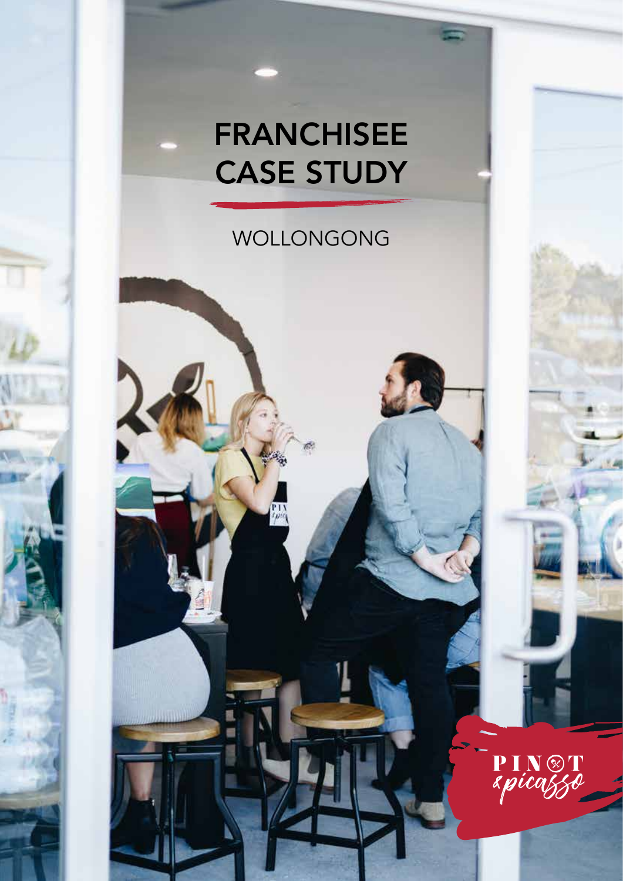# FRANCHISEE CASE STUDY

WOLLONGONG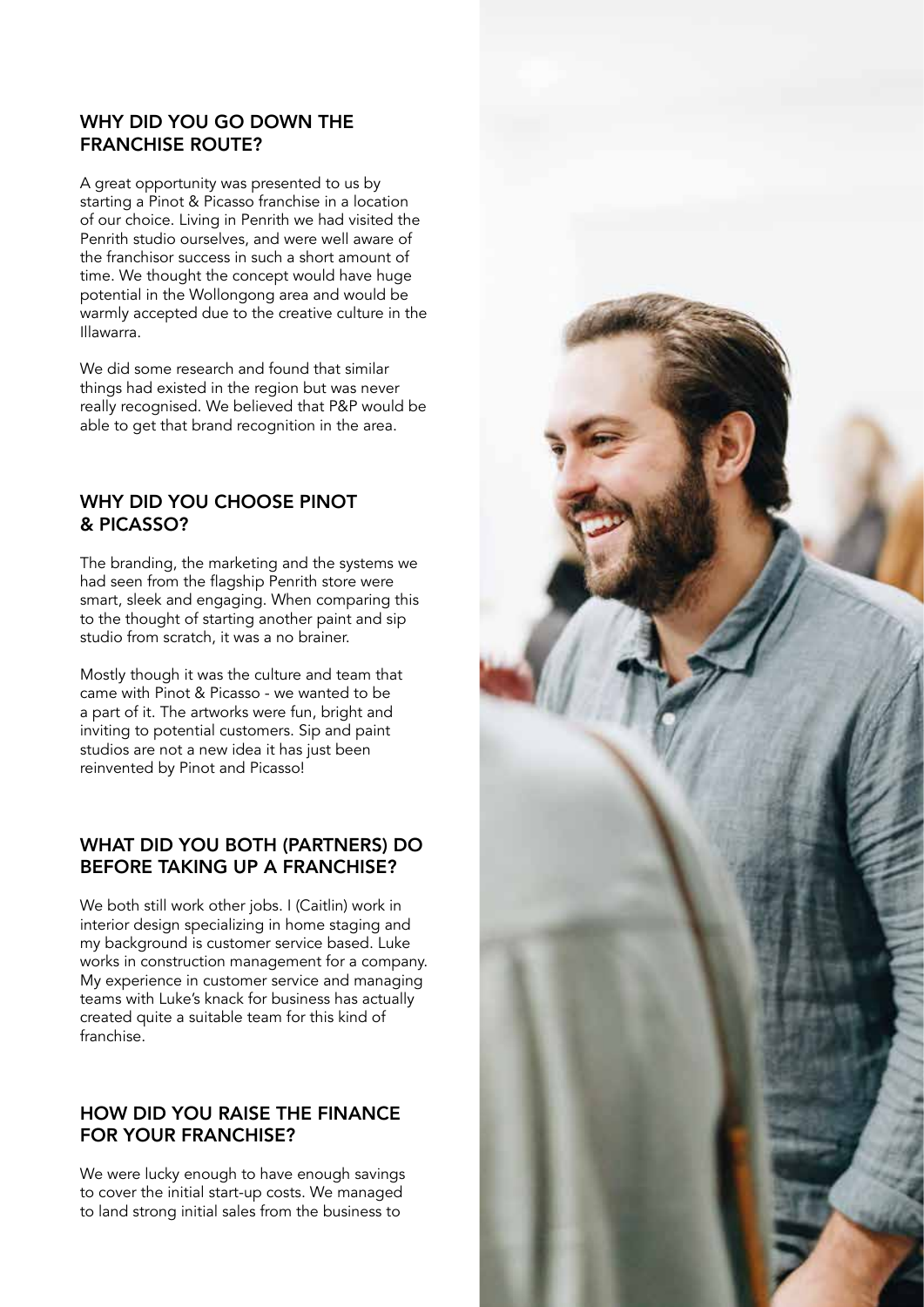## WHY DID YOU GO DOWN THE FRANCHISE ROUTE?

A great opportunity was presented to us by starting a Pinot & Picasso franchise in a location of our choice. Living in Penrith we had visited the Penrith studio ourselves, and were well aware of the franchisor success in such a short amount of time. We thought the concept would have huge potential in the Wollongong area and would be warmly accepted due to the creative culture in the Illawarra.

We did some research and found that similar things had existed in the region but was never really recognised. We believed that P&P would be able to get that brand recognition in the area.

## WHY DID YOU CHOOSE PINOT & PICASSO?

The branding, the marketing and the systems we had seen from the flagship Penrith store were smart, sleek and engaging. When comparing this to the thought of starting another paint and sip studio from scratch, it was a no brainer.

Mostly though it was the culture and team that came with Pinot & Picasso - we wanted to be a part of it. The artworks were fun, bright and inviting to potential customers. Sip and paint studios are not a new idea it has just been reinvented by Pinot and Picasso!

## WHAT DID YOU BOTH (PARTNERS) DO BEFORE TAKING UP A FRANCHISE?

We both still work other jobs. I (Caitlin) work in interior design specializing in home staging and my background is customer service based. Luke works in construction management for a company. My experience in customer service and managing teams with Luke's knack for business has actually created quite a suitable team for this kind of franchise.

## HOW DID YOU RAISE THE FINANCE FOR YOUR FRANCHISE?

We were lucky enough to have enough savings to cover the initial start-up costs. We managed to land strong initial sales from the business to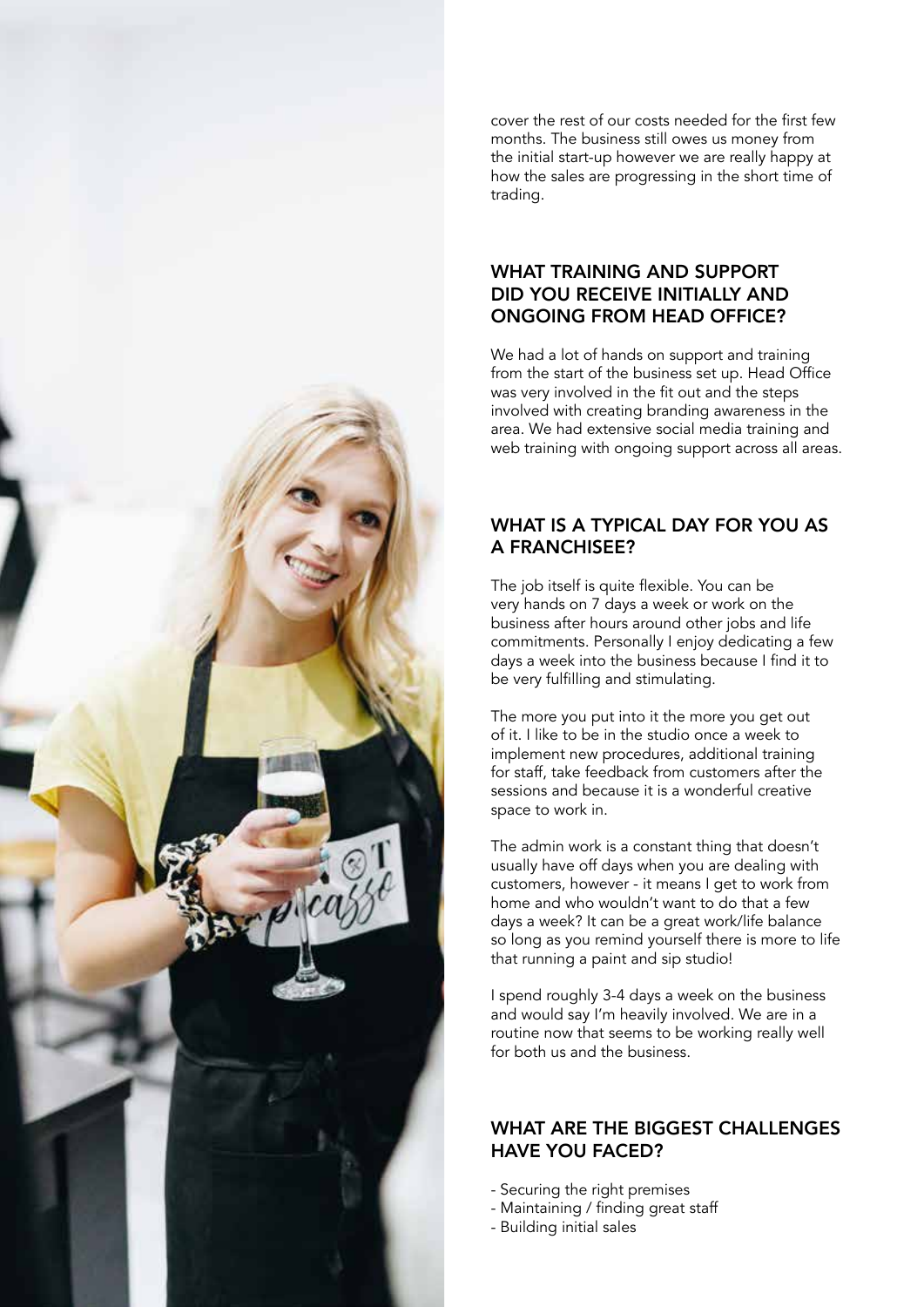cover the rest of our costs needed for the first few months. The business still owes us money from the initial start-up however we are really happy at how the sales are progressing in the short time of trading.

## WHAT TRAINING AND SUPPORT DID YOU RECEIVE INITIALLY AND ONGOING FROM HEAD OFFICE?

We had a lot of hands on support and training from the start of the business set up. Head Office was very involved in the fit out and the steps involved with creating branding awareness in the area. We had extensive social media training and web training with ongoing support across all areas.

## WHAT IS A TYPICAL DAY FOR YOU AS A FRANCHISEE?

The job itself is quite flexible. You can be very hands on 7 days a week or work on the business after hours around other jobs and life commitments. Personally I enjoy dedicating a few days a week into the business because I find it to be very fulfilling and stimulating.

The more you put into it the more you get out of it. I like to be in the studio once a week to implement new procedures, additional training for staff, take feedback from customers after the sessions and because it is a wonderful creative space to work in.

The admin work is a constant thing that doesn't usually have off days when you are dealing with customers, however - it means I get to work from home and who wouldn't want to do that a few days a week? It can be a great work/life balance so long as you remind yourself there is more to life that running a paint and sip studio!

I spend roughly 3-4 days a week on the business and would say I'm heavily involved. We are in a routine now that seems to be working really well for both us and the business.

## WHAT ARE THE BIGGEST CHALLENGES HAVE YOU FACED?

- Securing the right premises
- Maintaining / finding great staff
- Building initial sales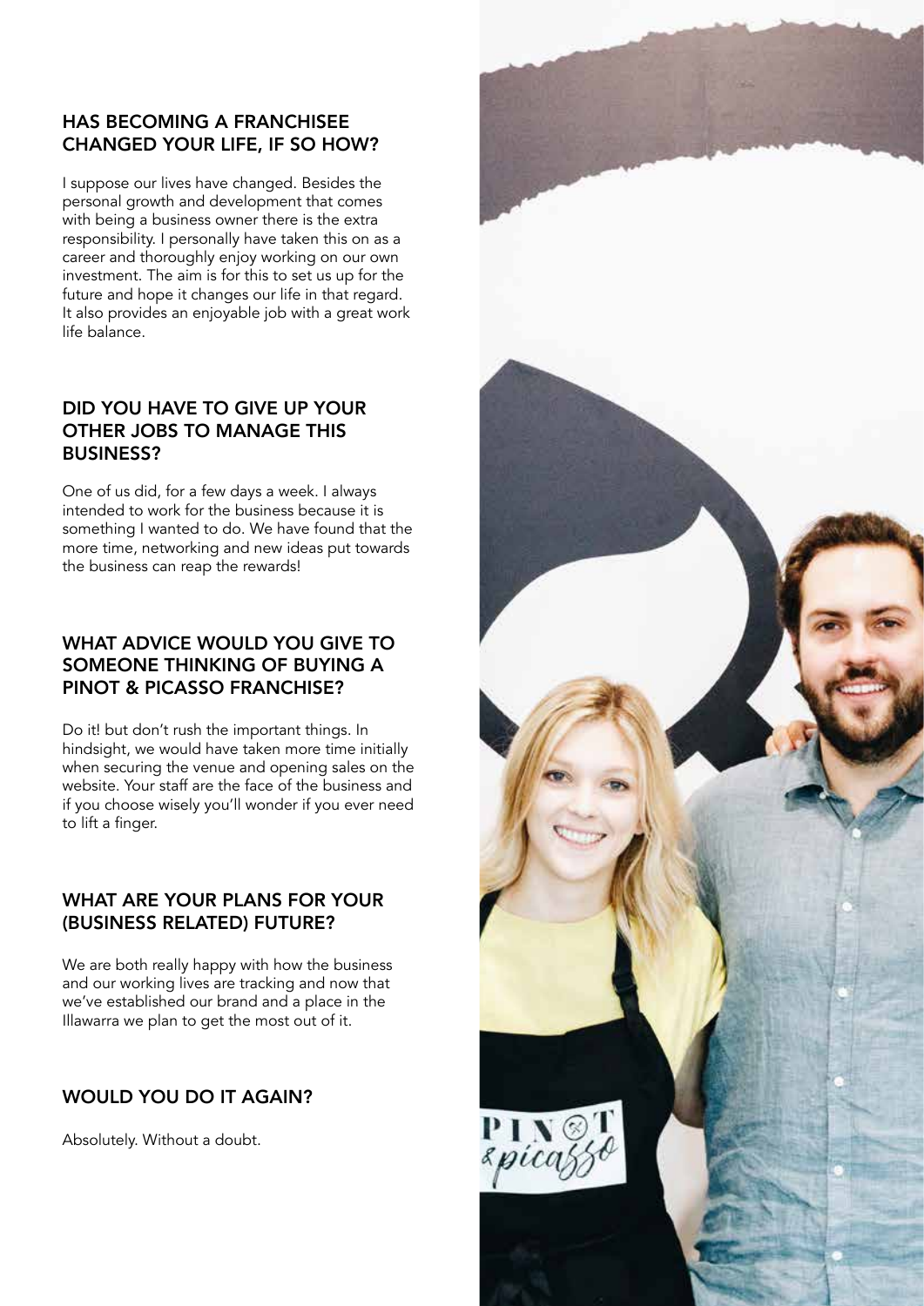## HAS BECOMING A FRANCHISEE CHANGED YOUR LIFE, IF SO HOW?

I suppose our lives have changed. Besides the personal growth and development that comes with being a business owner there is the extra responsibility. I personally have taken this on as a career and thoroughly enjoy working on our own investment. The aim is for this to set us up for the future and hope it changes our life in that regard. It also provides an enjoyable job with a great work life balance.

## DID YOU HAVE TO GIVE UP YOUR OTHER JOBS TO MANAGE THIS BUSINESS?

One of us did, for a few days a week. I always intended to work for the business because it is something I wanted to do. We have found that the more time, networking and new ideas put towards the business can reap the rewards!

## WHAT ADVICE WOULD YOU GIVE TO SOMEONE THINKING OF BUYING A PINOT & PICASSO FRANCHISE?

Do it! but don't rush the important things. In hindsight, we would have taken more time initially when securing the venue and opening sales on the website. Your staff are the face of the business and if you choose wisely you'll wonder if you ever need to lift a finger.

## WHAT ARE YOUR PLANS FOR YOUR (BUSINESS RELATED) FUTURE?

We are both really happy with how the business and our working lives are tracking and now that we've established our brand and a place in the Illawarra we plan to get the most out of it.

## WOULD YOU DO IT AGAIN?

Absolutely. Without a doubt.